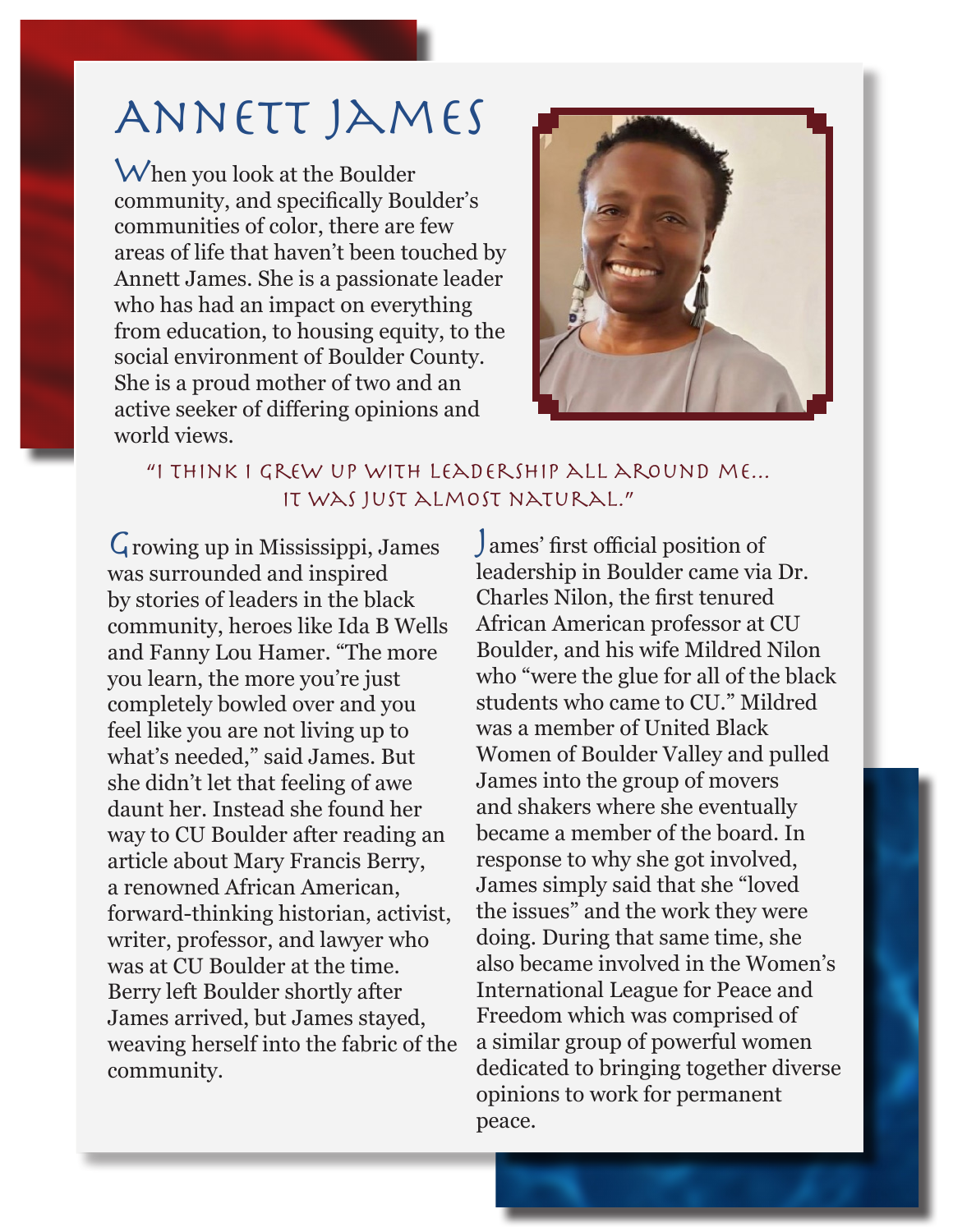# Annett James

When you look at the Boulder community, and specifically Boulder's communities of color, there are few areas of life that haven't been touched by Annett James. She is a passionate leader who has had an impact on everything from education, to housing equity, to the social environment of Boulder County. She is a proud mother of two and an active seeker of differing opinions and world views.

"I think I grew up with leadership all around me... It was just almost natural."

Growing up in Mississippi, James was surrounded and inspired by stories of leaders in the black community, heroes like Ida B Wells and Fanny Lou Hamer. "The more you learn, the more you're just completely bowled over and you feel like you are not living up to what's needed," said James. But she didn't let that feeling of awe daunt her. Instead she found her way to CU Boulder after reading an article about Mary Francis Berry, a renowned African American, forward-thinking historian, activist, writer, professor, and lawyer who was at CU Boulder at the time. Berry left Boulder shortly after James arrived, but James stayed, weaving herself into the fabric of the community.

James' first official position of leadership in Boulder came via Dr. Charles Nilon, the first tenured African American professor at CU Boulder, and his wife Mildred Nilon who "were the glue for all of the black students who came to CU." Mildred was a member of United Black Women of Boulder Valley and pulled James into the group of movers and shakers where she eventually became a member of the board. In response to why she got involved, James simply said that she "loved the issues" and the work they were doing. During that same time, she also became involved in the Women's International League for Peace and Freedom which was comprised of a similar group of powerful women dedicated to bringing together diverse opinions to work for permanent peace.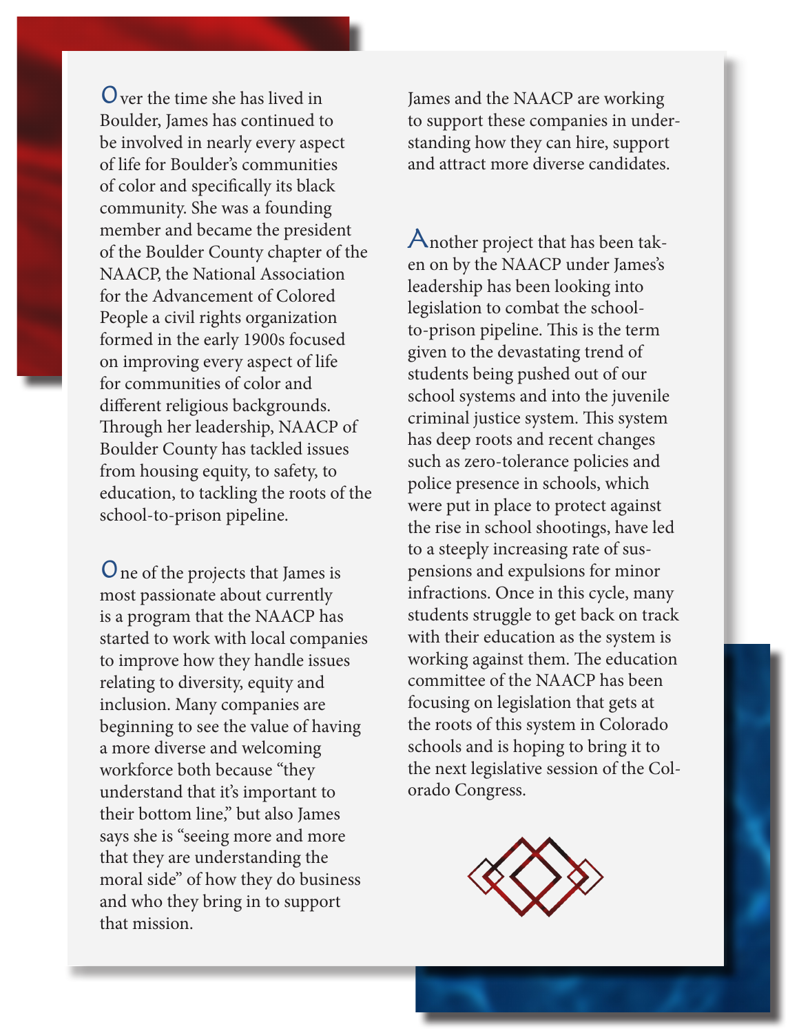Over the time she has lived in Boulder, James has continued to be involved in nearly every aspect of life for Boulder's communities of color and specifically its black community. She was a founding member and became the president of the Boulder County chapter of the NAACP, the National Association for the Advancement of Colored People a civil rights organization formed in the early 1900s focused on improving every aspect of life for communities of color and different religious backgrounds. Through her leadership, NAACP of Boulder County has tackled issues from housing equity, to safety, to education, to tackling the roots of the school-to-prison pipeline.

One of the projects that James is most passionate about currently is a program that the NAACP has started to work with local companies to improve how they handle issues relating to diversity, equity and inclusion. Many companies are beginning to see the value of having a more diverse and welcoming workforce both because "they understand that it's important to their bottom line," but also James says she is "seeing more and more that they are understanding the moral side" of how they do business and who they bring in to support that mission. James and the NAACP are working to support these companies in understanding how they can hire, support and attract more diverse candidates.

Another project that has been taken on by the NAACP under James's leadership has been looking into legislation to combat the school-to-prison pipeline. This is the term given to the devastating trend of students being pushed out of our school systems and into the juvenile criminal justice system. This system has deep roots and recent changes such as zero-tolerance policies and police presence in schools, which were put in place to protect against the rise in school shootings, have led to a steeply increasing rate of suspensions and expulsions for minor infractions. Once in this cycle, many students struggle to get back on track with their education as the system is working against them. The education committee of the NAACP has been focusing on legislation that gets at the roots of this system in Colorado schools and is hoping to bring it to the next legislative session of the Colorado Congress.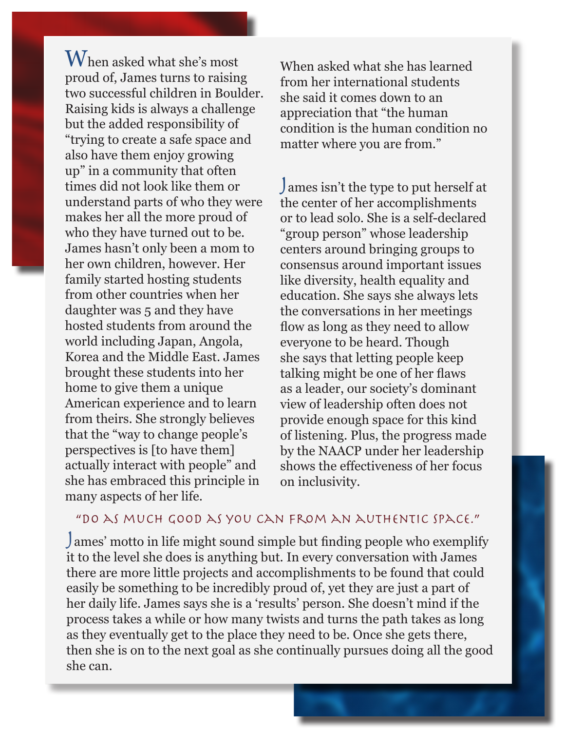When asked what she's most proud of, James turns to raising two successful children in Boulder. Raising kids is always a challenge but the added responsibility of "trying to create a safe space and also have them enjoy growing up" in a community that often times did not look like them or understand parts of who they were makes her all the more proud of who they have turned out to be. James hasn't only been a mom to her own children, however. Her family started hosting students from other countries when her daughter was 5 and they have hosted students from around the world including Japan, Angola, Korea and the Middle East. James brought these students into her home to give them a unique American experience and to learn from theirs. She strongly believes that the "way to change people's perspectives is [to have them] actually interact with people" and she has embraced this principle in many aspects of her life.

When asked what she has learned from her international students she said it comes down to an appreciation that "the human condition is the human condition no matter where you are from."

James isn't the type to put herself at the center of her accomplishments or to lead solo. She is a self-declared "group person" whose leadership centers around bringing groups to consensus around important issues like diversity, health equality and education. She says she always lets the conversations in her meetings flow as long as they need to allow everyone to be heard. Though she says that letting people keep talking might be one of her flaws as a leader, our society's dominant view of leadership often does not provide enough space for this kind of listening. Plus, the progress made by the NAACP under her leadership shows the effectiveness of her focus on inclusivity.

"DO AS MUCH GOOD AS YOU CAN FROM AN AUTHENTIC SPACE."

James' motto in life might sound simple but finding people who exemplify it to the level she does is anything but. In every conversation with James there are more little projects and accomplishments to be found that could easily be something to be incredibly proud of, yet they are just a part of her daily life. James says she is a 'results' person. She doesn't mind if the process takes a while or how many twists and turns the path takes as long as they eventually get to the place they need to be. Once she gets there, then she is on to the next goal as she continually pursues doing all the good she can.